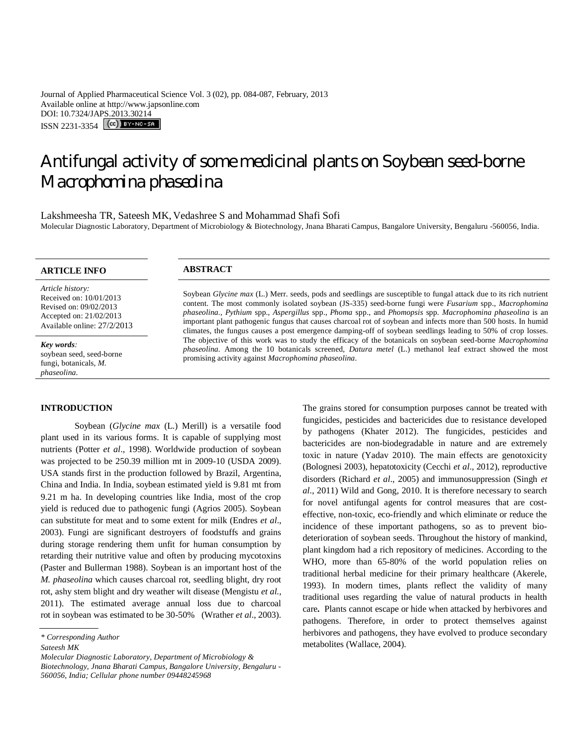Journal of Applied Pharmaceutical Science Vol. 3 (02), pp. 084-087, February, 2013
Available online at http://www.japsonline.com
DOI: 10.7324/JAPS.2013.30214
ISSN 2231-3354

# Antifungal activity of some medicinal plants on Soybean seed-borne *Macrophomina phaseolina*

Lakshmeesha TR, Sateesh MK, Vedashree S and Mohammad Shafi Sofi

Molecular Diagnostic Laboratory, Department of Microbiology & Biotechnology, Jnana Bharati Campus, Bangalore University, Bengaluru -560056, India.

**ARTICLE INFO**

*Article history:*
Received on: 10/01/2013
Revised on: 09/02/2013
Accepted on: 21/02/2013
Available online: 27/2/2013

***Key words:***
soybean seed, seed-borne fungi, botanicals, *M. phaseolina*.

**ABSTRACT**

Soybean *Glycine max* (L.) Merr. seeds, pods and seedlings are susceptible to fungal attack due to its rich nutrient content. The most commonly isolated soybean (JS-335) seed-borne fungi were *Fusarium* spp., *Macrophomina phaseolina.*, *Pythium* spp., *Aspergillus* spp., *Phoma* spp., and *Phomopsis* spp. *Macrophomina phaseolina* is an important plant pathogenic fungus that causes charcoal rot of soybean and infects more than 500 hosts. In humid climates, the fungus causes a post emergence damping-off of soybean seedlings leading to 50% of crop losses. The objective of this work was to study the efficacy of the botanicals on soybean seed-borne *Macrophomina phaseolina*. Among the 10 botanicals screened, *Datura metel* (L.) methanol leaf extract showed the most promising activity against *Macrophomina phaseolina*.

## INTRODUCTION

Soybean (*Glycine max* (L.) Merill) is a versatile food plant used in its various forms. It is capable of supplying most nutrients (Potter *et al*., 1998). Worldwide production of soybean was projected to be 250.39 million mt in 2009-10 (USDA 2009). USA stands first in the production followed by Brazil, Argentina, China and India. In India, soybean estimated yield is 9.81 mt from 9.21 m ha. In developing countries like India, most of the crop yield is reduced due to pathogenic fungi (Agrios 2005). Soybean can substitute for meat and to some extent for milk (Endres *et al*., 2003). Fungi are significant destroyers of foodstuffs and grains during storage rendering them unfit for human consumption by retarding their nutritive value and often by producing mycotoxins (Paster and Bullerman 1988). Soybean is an important host of the *M. phaseolina* which causes charcoal rot, seedling blight, dry root rot, ashy stem blight and dry weather wilt disease (Mengistu *et al.,* 2011). The estimated average annual loss due to charcoal rot in soybean was estimated to be 30-50% (Wrather *et al*., 2003). The grains stored for consumption purposes cannot be treated with fungicides, pesticides and bactericides due to resistance developed by pathogens (Khater 2012). The fungicides, pesticides and bactericides are non-biodegradable in nature and are extremely toxic in nature (Yadav 2010). The main effects are genotoxicity (Bolognesi 2003), hepatotoxicity (Cecchi *et al*., 2012), reproductive disorders (Richard *et al*., 2005) and immunosuppression (Singh *et al*., 2011) Wild and Gong, 2010. It is therefore necessary to search for novel antifungal agents for control measures that are cost-effective, non-toxic, eco-friendly and which eliminate or reduce the incidence of these important pathogens, so as to prevent bio-deterioration of soybean seeds. Throughout the history of mankind, plant kingdom had a rich repository of medicines. According to the WHO, more than 65-80% of the world population relies on traditional herbal medicine for their primary healthcare (Akerele, 1993). In modern times, plants reflect the validity of many traditional uses regarding the value of natural products in health care**.** Plants cannot escape or hide when attacked by herbivores and pathogens. Therefore, in order to protect themselves against herbivores and pathogens, they have evolved to produce secondary metabolites (Wallace, 2004).

---

*\* Corresponding Author*
*Sateesh MK*
*Molecular Diagnostic Laboratory, Department of Microbiology & Biotechnology, Jnana Bharati Campus, Bangalore University, Bengaluru - 560056, India; Cellular phone number 09448245968*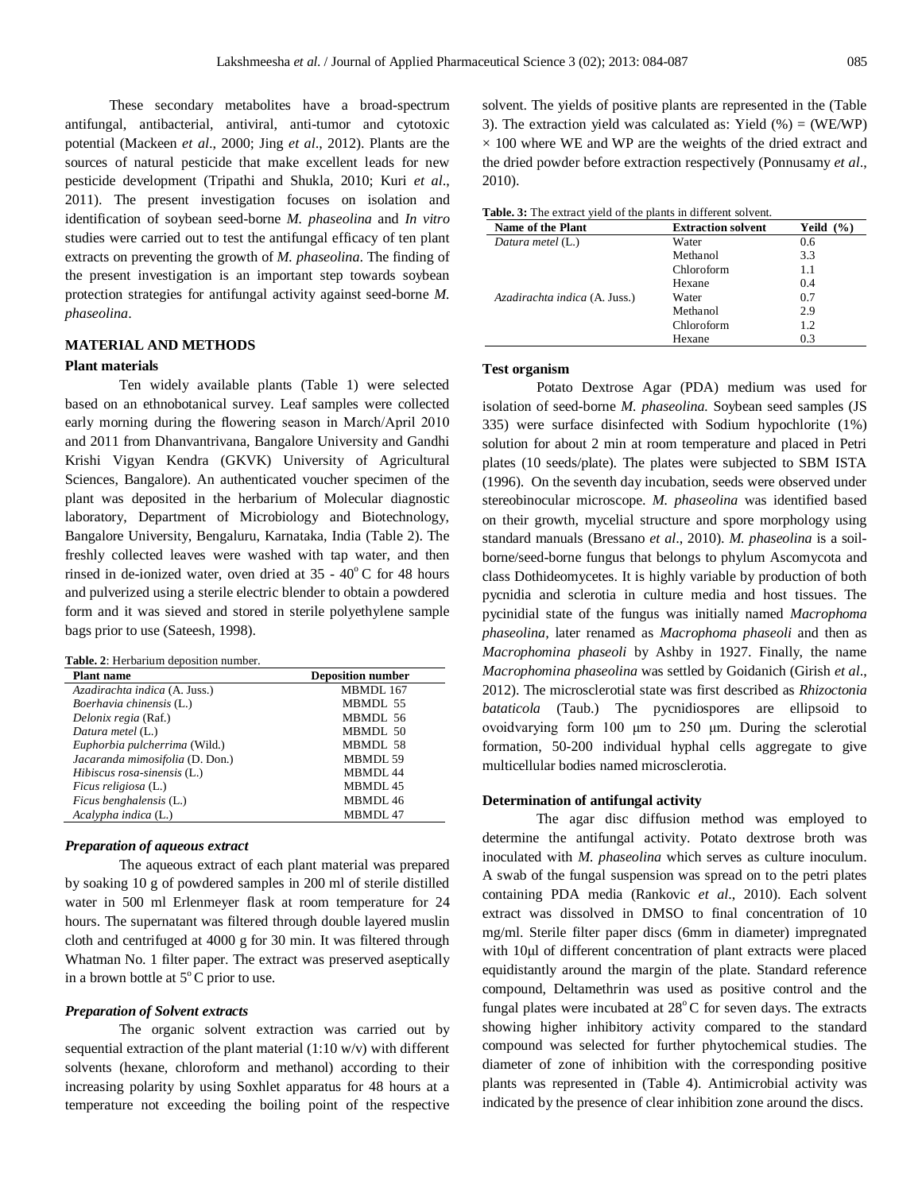These secondary metabolites have a broad-spectrum antifungal, antibacterial, antiviral, anti-tumor and cytotoxic potential (Mackeen *et al*., 2000; Jing *et al*., 2012). Plants are the sources of natural pesticide that make excellent leads for new pesticide development (Tripathi and Shukla, 2010; Kuri *et al*., 2011). The present investigation focuses on isolation and identification of soybean seed-borne *M. phaseolina* and *In vitro* studies were carried out to test the antifungal efficacy of ten plant extracts on preventing the growth of *M. phaseolina*. The finding of the present investigation is an important step towards soybean protection strategies for antifungal activity against seed-borne *M. phaseolina*.

## MATERIAL AND METHODS

### Plant materials

Ten widely available plants (Table 1) were selected based on an ethnobotanical survey. Leaf samples were collected early morning during the flowering season in March/April 2010 and 2011 from Dhanvantrivana, Bangalore University and Gandhi Krishi Vigyan Kendra (GKVK) University of Agricultural Sciences, Bangalore). An authenticated voucher specimen of the plant was deposited in the herbarium of Molecular diagnostic laboratory, Department of Microbiology and Biotechnology, Bangalore University, Bengaluru, Karnataka, India (Table 2). The freshly collected leaves were washed with tap water, and then rinsed in de-ionized water, oven dried at 35 - 40° C for 48 hours and pulverized using a sterile electric blender to obtain a powdered form and it was sieved and stored in sterile polyethylene sample bags prior to use (Sateesh, 1998).

**Table. 2**: Herbarium deposition number.

| Plant name | Deposition number |
|---|---|
| *Azadirachta indica* (A. Juss.) | MBMDL 167 |
| *Boerhavia chinensis* (L.) | MBMDL 55 |
| *Delonix regia* (Raf.) | MBMDL 56 |
| *Datura metel* (L.) | MBMDL 50 |
| *Euphorbia pulcherrima* (Wild.) | MBMDL 58 |
| *Jacaranda mimosifolia* (D. Don.) | MBMDL 59 |
| *Hibiscus rosa-sinensis* (L.) | MBMDL 44 |
| *Ficus religiosa* (L.) | MBMDL 45 |
| *Ficus benghalensis* (L.) | MBMDL 46 |
| *Acalypha indica* (L.) | MBMDL 47 |

#### *Preparation of aqueous extract*

The aqueous extract of each plant material was prepared by soaking 10 g of powdered samples in 200 ml of sterile distilled water in 500 ml Erlenmeyer flask at room temperature for 24 hours. The supernatant was filtered through double layered muslin cloth and centrifuged at 4000 g for 30 min. It was filtered through Whatman No. 1 filter paper. The extract was preserved aseptically in a brown bottle at 5° C prior to use.

#### *Preparation of Solvent extracts*

The organic solvent extraction was carried out by sequential extraction of the plant material (1:10 w/v) with different solvents (hexane, chloroform and methanol) according to their increasing polarity by using Soxhlet apparatus for 48 hours at a temperature not exceeding the boiling point of the respective solvent. The yields of positive plants are represented in the (Table 3). The extraction yield was calculated as: Yield (%) = (WE/WP) × 100 where WE and WP are the weights of the dried extract and the dried powder before extraction respectively (Ponnusamy *et al*., 2010).

**Table. 3:** The extract yield of the plants in different solvent.

| Name of the Plant | Extraction solvent | Yeild (%) |
|---|---|---|
| *Datura metel* (L.) | Water | 0.6 |
| | Methanol | 3.3 |
| | Chloroform | 1.1 |
| | Hexane | 0.4 |
| *Azadirachta indica* (A. Juss.) | Water | 0.7 |
| | Methanol | 2.9 |
| | Chloroform | 1.2 |
| | Hexane | 0.3 |

### Test organism

Potato Dextrose Agar (PDA) medium was used for isolation of seed-borne *M. phaseolina.* Soybean seed samples (JS 335) were surface disinfected with Sodium hypochlorite (1%) solution for about 2 min at room temperature and placed in Petri plates (10 seeds/plate). The plates were subjected to SBM ISTA (1996). On the seventh day incubation, seeds were observed under stereobinocular microscope. *M. phaseolina* was identified based on their growth, mycelial structure and spore morphology using standard manuals (Bressano *et al*., 2010). *M. phaseolina* is a soil-borne/seed-borne fungus that belongs to phylum Ascomycota and class Dothideomycetes. It is highly variable by production of both pycnidia and sclerotia in culture media and host tissues. The pycinidial state of the fungus was initially named *Macrophoma phaseolina,* later renamed as *Macrophoma phaseoli* and then as *Macrophomina phaseoli* by Ashby in 1927. Finally, the name *Macrophomina phaseolina* was settled by Goidanich (Girish *et al*., 2012). The microsclerotial state was first described as *Rhizoctonia bataticola* (Taub.) The pycnidiospores are ellipsoid to ovoidvarying form 100 µm to 250 µm. During the sclerotial formation, 50-200 individual hyphal cells aggregate to give multicellular bodies named microsclerotia.

### Determination of antifungal activity

The agar disc diffusion method was employed to determine the antifungal activity. Potato dextrose broth was inoculated with *M. phaseolina* which serves as culture inoculum. A swab of the fungal suspension was spread on to the petri plates containing PDA media (Rankovic *et al*., 2010). Each solvent extract was dissolved in DMSO to final concentration of 10 mg/ml. Sterile filter paper discs (6mm in diameter) impregnated with 10µl of different concentration of plant extracts were placed equidistantly around the margin of the plate. Standard reference compound, Deltamethrin was used as positive control and the fungal plates were incubated at 28° C for seven days. The extracts showing higher inhibitory activity compared to the standard compound was selected for further phytochemical studies. The diameter of zone of inhibition with the corresponding positive plants was represented in (Table 4). Antimicrobial activity was indicated by the presence of clear inhibition zone around the discs.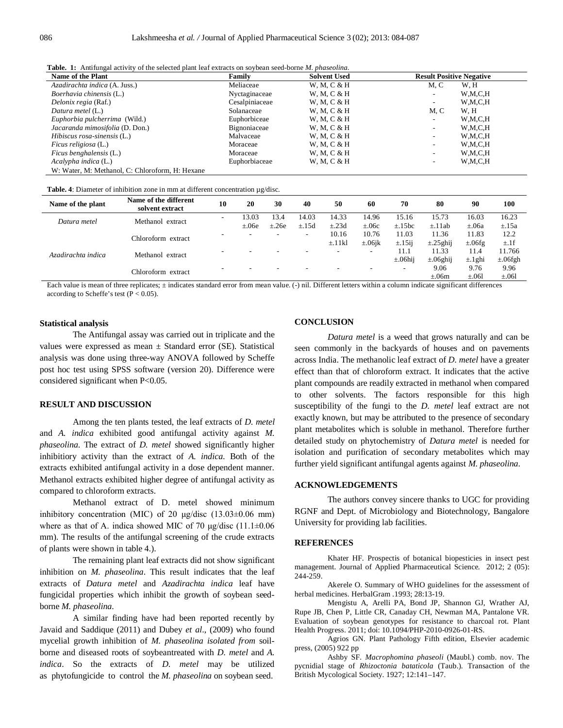**Table. 1:** Antifungal activity of the selected plant leaf extracts on soybean seed-borne *M. phaseolina*.

| Name of the Plant | Family | Solvent Used | Result Positive | Negative |
|---|---|---|---|---|
| *Azadirachta indica* (A. Juss.) | Meliaceae | W, M, C & H | M, C | W, H |
| *Boerhavia chinensis* (L.) | Nyctaginaceae | W, M, C & H | - | W,M,C,H |
| *Delonix regia* (Raf.) | Cesalpiniaceae | W, M, C & H | - | W,M,C,H |
| *Datura metel* (L.) | Solanaceae | W, M, C & H | M, C | W, H |
| *Euphorbia pulcherrima* (Wild.) | Euphorbiceae | W, M, C & H | - | W,M,C,H |
| *Jacaranda mimosifolia* (D. Don.) | Bignoniaceae | W, M, C & H | - | W,M,C,H |
| *Hibiscus rosa-sinensis* (L.) | Malvaceae | W, M, C & H | - | W,M,C,H |
| *Ficus religiosa* (L.) | Moraceae | W, M, C & H | - | W,M,C,H |
| *Ficus benghalensis* (L.) | Moraceae | W, M, C & H | - | W,M,C,H |
| *Acalypha indica* (L.) | Euphorbiaceae | W, M, C & H | - | W,M,C,H |

W: Water, M: Methanol, C: Chloroform, H: Hexane

**Table. 4**: Diameter of inhibition zone in mm at different concentration µg/disc.

| Name of the plant | Name of the different solvent extract | 10 | 20 | 30 | 40 | 50 | 60 | 70 | 80 | 90 | 100 |
|---|---|---|---|---|---|---|---|---|---|---|---|
| *Datura metel* | Methanol extract | - | 13.03 ±.06e | 13.4 ±.26e | 14.03 ±.15d | 14.33 ±.23d | 14.96 ±.06c | 15.16 ±.15bc | 15.73 ±.11ab | 16.03 ±.06a | 16.23 ±.15a |
| | Chloroform extract | - | - | - | - | 10.16 ±.11kl | 10.76 ±.06jk | 11.03 ±.15ij | 11.36 ±.25ghij | 11.83 ±.06fg | 12.2 ±.1f |
| *Azadirachta indica* | Methanol extract | - | - | - | - | - | - | 11.1 ±.06hij | 11.33 ±.06ghij | 11.4 ±.1ghi | 11.766 ±.06fgh |
| | Chloroform extract | - | - | - | - | - | - | - | 9.06 ±.06m | 9.76 ±.06l | 9.96 ±.06l |

Each value is mean of three replicates; ± indicates standard error from mean value. (-) nil. Different letters within a column indicate significant differences according to Scheffe's test (P < 0.05).

### Statistical analysis

The Antifungal assay was carried out in triplicate and the values were expressed as mean ± Standard error (SE). Statistical analysis was done using three-way ANOVA followed by Scheffe post hoc test using SPSS software (version 20). Difference were considered significant when P<0.05.

## RESULT AND DISCUSSION

Among the ten plants tested, the leaf extracts of *D. metel* and *A. indica* exhibited good antifungal activity against *M. phaseolina*. The extract of *D. metel* showed significantly higher inhibitiory activity than the extract of *A. indica*. Both of the extracts exhibited antifungal activity in a dose dependent manner. Methanol extracts exhibited higher degree of antifungal activity as compared to chloroform extracts.

Methanol extract of D. metel showed minimum inhibitory concentration (MIC) of 20 μg/disc (13.03±0.06 mm) where as that of A. indica showed MIC of 70 μg/disc (11.1±0.06 mm). The results of the antifungal screening of the crude extracts of plants were shown in table 4.).

The remaining plant leaf extracts did not show significant inhibition on *M. phaseolina*. This result indicates that the leaf extracts of *Datura metel* and *Azadirachta indica* leaf have fungicidal properties which inhibit the growth of soybean seed-borne *M. phaseolina*.

A similar finding have had been reported recently by Javaid and Saddique (2011) and Dubey *et al*., (2009) who found mycelial growth inhibition of *M. phaseolina isolated from* soil-borne and diseased roots of soybeantreated with *D. metel* and *A. indica*. So the extracts of *D. metel* may be utilized as phytofungicide to control the *M. phaseolina* on soybean seed.

## CONCLUSION

*Datura metel* is a weed that grows naturally and can be seen commonly in the backyards of houses and on pavements across India. The methanolic leaf extract of *D. metel* have a greater effect than that of chloroform extract. It indicates that the active plant compounds are readily extracted in methanol when compared to other solvents. The factors responsible for this high susceptibility of the fungi to the *D. metel* leaf extract are not exactly known, but may be attributed to the presence of secondary plant metabolites which is soluble in methanol. Therefore further detailed study on phytochemistry of *Datura metel* is needed for isolation and purification of secondary metabolites which may further yield significant antifungal agents against *M. phaseolina*.

## ACKNOWLEDGEMENTS

The authors convey sincere thanks to UGC for providing RGNF and Dept. of Microbiology and Biotechnology, Bangalore University for providing lab facilities.

## REFERENCES

Khater HF. Prospectis of botanical biopesticies in insect pest management. Journal of Applied Pharmaceutical Science. 2012; 2 (05): 244-259.

Akerele O. Summary of WHO guidelines for the assessment of herbal medicines. HerbalGram .1993; 28:13-19.

Mengistu A, Arelli PA, Bond JP, Shannon GJ, Wrather AJ, Rupe JB, Chen P, Little CR, Canaday CH, Newman MA, Pantalone VR. Evaluation of soybean genotypes for resistance to charcoal rot. Plant Health Progress. 2011; doi: 10.1094/PHP-2010-0926-01-RS.

Agrios GN. Plant Pathology Fifth edition, Elsevier academic press, (2005) 922 pp

Ashby SF. *Macrophomina phaseoli* (Maubl.) comb. nov. The pycnidial stage of *Rhizoctonia bataticola* (Taub.). Transaction of the British Mycological Society. 1927; 12:141–147.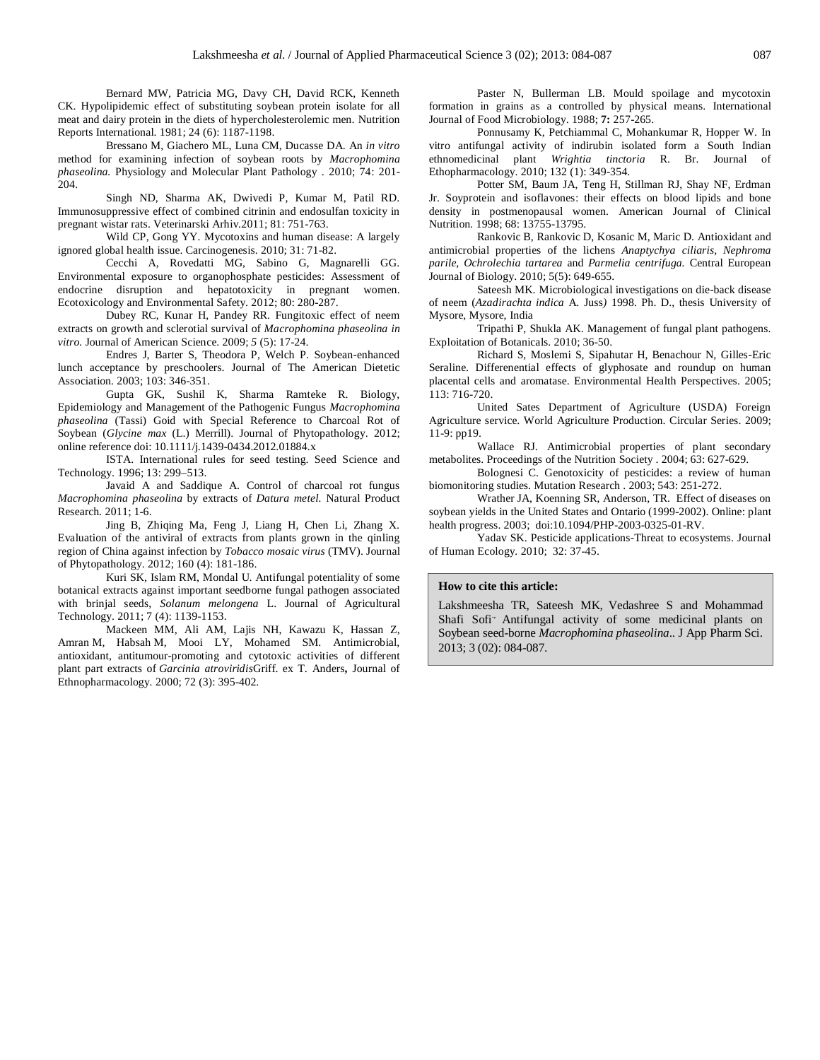Bernard MW, Patricia MG, Davy CH, David RCK, Kenneth CK. Hypolipidemic effect of substituting soybean protein isolate for all meat and dairy protein in the diets of hypercholesterolemic men. Nutrition Reports International. 1981; 24 (6): 1187-1198.

Bressano M, Giachero ML, Luna CM, Ducasse DA. An *in vitro* method for examining infection of soybean roots by *Macrophomina phaseolina.* Physiology and Molecular Plant Pathology . 2010; 74: 201-204.

Singh ND, Sharma AK, Dwivedi P, Kumar M, Patil RD. Immunosuppressive effect of combined citrinin and endosulfan toxicity in pregnant wistar rats. Veterinarski Arhiv.2011; 81: 751-763.

Wild CP, Gong YY. Mycotoxins and human disease: A largely ignored global health issue. Carcinogenesis. 2010; 31: 71-82.

Cecchi A, Rovedatti MG, Sabino G, Magnarelli GG. Environmental exposure to organophosphate pesticides: Assessment of endocrine disruption and hepatotoxicity in pregnant women. Ecotoxicology and Environmental Safety. 2012; 80: 280-287.

Dubey RC, Kunar H, Pandey RR. Fungitoxic effect of neem extracts on growth and sclerotial survival of *Macrophomina phaseolina in vitro.* Journal of American Science. 2009; *5* (5): 17-24.

Endres J, Barter S, Theodora P, Welch P. Soybean-enhanced lunch acceptance by preschoolers. Journal of The American Dietetic Association. 2003; 103: 346-351.

Gupta GK, Sushil K, Sharma Ramteke R. Biology, Epidemiology and Management of the Pathogenic Fungus *Macrophomina phaseolina* (Tassi) Goid with Special Reference to Charcoal Rot of Soybean (*Glycine max* (L.) Merrill). Journal of Phytopathology. 2012; online reference doi: 10.1111/j.1439-0434.2012.01884.x

ISTA. International rules for seed testing. Seed Science and Technology. 1996; 13: 299–513.

Javaid A and Saddique A. Control of charcoal rot fungus *Macrophomina phaseolina* by extracts of *Datura metel.* Natural Product Research. 2011; 1-6.

Jing B, Zhiqing Ma, Feng J, Liang H, Chen Li, Zhang X. Evaluation of the antiviral of extracts from plants grown in the qinling region of China against infection by *Tobacco mosaic virus* (TMV). Journal of Phytopathology. 2012; 160 (4): 181-186.

Kuri SK, Islam RM, Mondal U. Antifungal potentiality of some botanical extracts against important seedborne fungal pathogen associated with brinjal seeds, *Solanum melongena* L. Journal of Agricultural Technology. 2011; 7 (4): 1139-1153.

Mackeen MM, Ali AM, Lajis NH, Kawazu K, Hassan Z, Amran M, Habsah M, Mooi LY, Mohamed SM. Antimicrobial, antioxidant, antitumour-promoting and cytotoxic activities of different plant part extracts of *Garcinia atroviridis*Griff. ex T. Anders**,** Journal of Ethnopharmacology. 2000; 72 (3): 395-402.

Paster N, Bullerman LB. Mould spoilage and mycotoxin formation in grains as a controlled by physical means. International Journal of Food Microbiology. 1988; **7:** 257-265.

Ponnusamy K, Petchiammal C, Mohankumar R, Hopper W. In vitro antifungal activity of indirubin isolated form a South Indian ethnomedicinal plant *Wrightia tinctoria* R. Br. Journal of Ethopharmacology. 2010; 132 (1): 349-354.

Potter SM, Baum JA, Teng H, Stillman RJ, Shay NF, Erdman Jr. Soyprotein and isoflavones: their effects on blood lipids and bone density in postmenopausal women. American Journal of Clinical Nutrition. 1998; 68: 13755-13795.

Rankovic B, Rankovic D, Kosanic M, Maric D. Antioxidant and antimicrobial properties of the lichens *Anaptychya ciliaris, Nephroma parile, Ochrolechia tartarea* and *Parmelia centrifuga.* Central European Journal of Biology. 2010; 5(5): 649-655.

Sateesh MK. Microbiological investigations on die-back disease of neem (*Azadirachta indica* A. Juss*)* 1998. Ph. D., thesis University of Mysore, Mysore, India

Tripathi P, Shukla AK. Management of fungal plant pathogens. Exploitation of Botanicals. 2010; 36-50.

Richard S, Moslemi S, Sipahutar H, Benachour N, Gilles-Eric Seraline. Differenential effects of glyphosate and roundup on human placental cells and aromatase. Environmental Health Perspectives. 2005; 113: 716-720.

United Sates Department of Agriculture (USDA) Foreign Agriculture service. World Agriculture Production. Circular Series. 2009; 11-9: pp19.

Wallace RJ. Antimicrobial properties of plant secondary metabolites. Proceedings of the Nutrition Society . 2004; 63: 627-629.

Bolognesi C. Genotoxicity of pesticides: a review of human biomonitoring studies. Mutation Research . 2003; 543: 251-272.

Wrather JA, Koenning SR, Anderson, TR. Effect of diseases on soybean yields in the United States and Ontario (1999-2002). Online: plant health progress. 2003; doi:10.1094/PHP-2003-0325-01-RV.

Yadav SK. Pesticide applications-Threat to ecosystems. Journal of Human Ecology. 2010; 32: 37-45.

**How to cite this article:**

Lakshmeesha TR, Sateesh MK, Vedashree S and Mohammad Shafi Sofi¨ Antifungal activity of some medicinal plants on Soybean seed-borne *Macrophomina phaseolina*.. J App Pharm Sci. 2013; 3 (02): 084-087.